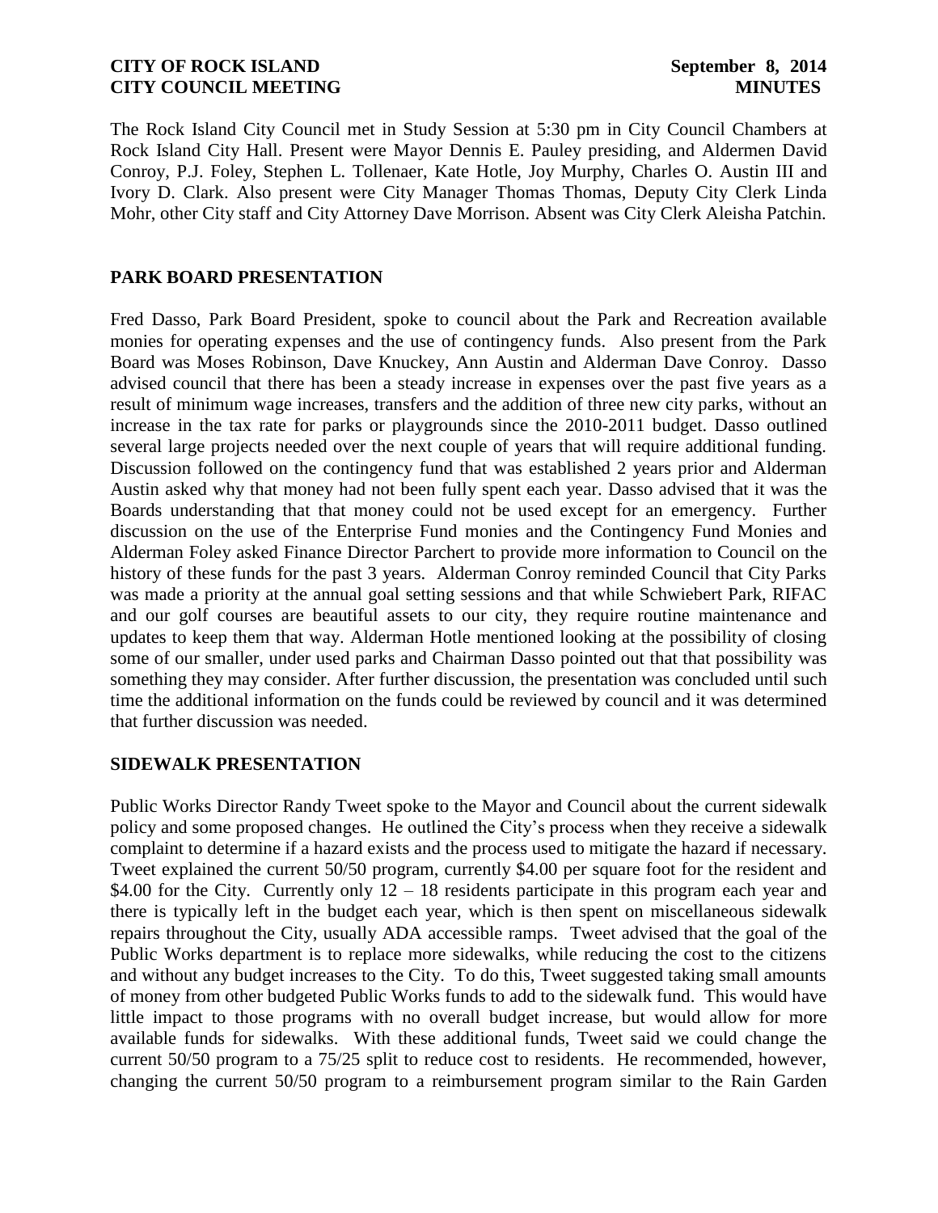**CITY OF ROCK ISLAND** **September 8, 2014**
**CITY COUNCIL MEETING** **MINUTES**

The Rock Island City Council met in Study Session at 5:30 pm in City Council Chambers at Rock Island City Hall. Present were Mayor Dennis E. Pauley presiding, and Aldermen David Conroy, P.J. Foley, Stephen L. Tollenaer, Kate Hotle, Joy Murphy, Charles O. Austin III and Ivory D. Clark. Also present were City Manager Thomas Thomas, Deputy City Clerk Linda Mohr, other City staff and City Attorney Dave Morrison. Absent was City Clerk Aleisha Patchin.

## PARK BOARD PRESENTATION

Fred Dasso, Park Board President, spoke to council about the Park and Recreation available monies for operating expenses and the use of contingency funds. Also present from the Park Board was Moses Robinson, Dave Knuckey, Ann Austin and Alderman Dave Conroy. Dasso advised council that there has been a steady increase in expenses over the past five years as a result of minimum wage increases, transfers and the addition of three new city parks, without an increase in the tax rate for parks or playgrounds since the 2010-2011 budget. Dasso outlined several large projects needed over the next couple of years that will require additional funding. Discussion followed on the contingency fund that was established 2 years prior and Alderman Austin asked why that money had not been fully spent each year. Dasso advised that it was the Boards understanding that that money could not be used except for an emergency. Further discussion on the use of the Enterprise Fund monies and the Contingency Fund Monies and Alderman Foley asked Finance Director Parchert to provide more information to Council on the history of these funds for the past 3 years. Alderman Conroy reminded Council that City Parks was made a priority at the annual goal setting sessions and that while Schwiebert Park, RIFAC and our golf courses are beautiful assets to our city, they require routine maintenance and updates to keep them that way. Alderman Hotle mentioned looking at the possibility of closing some of our smaller, under used parks and Chairman Dasso pointed out that that possibility was something they may consider. After further discussion, the presentation was concluded until such time the additional information on the funds could be reviewed by council and it was determined that further discussion was needed.

## SIDEWALK PRESENTATION

Public Works Director Randy Tweet spoke to the Mayor and Council about the current sidewalk policy and some proposed changes. He outlined the City's process when they receive a sidewalk complaint to determine if a hazard exists and the process used to mitigate the hazard if necessary. Tweet explained the current 50/50 program, currently $4.00 per square foot for the resident and $4.00 for the City. Currently only 12 – 18 residents participate in this program each year and there is typically left in the budget each year, which is then spent on miscellaneous sidewalk repairs throughout the City, usually ADA accessible ramps. Tweet advised that the goal of the Public Works department is to replace more sidewalks, while reducing the cost to the citizens and without any budget increases to the City. To do this, Tweet suggested taking small amounts of money from other budgeted Public Works funds to add to the sidewalk fund. This would have little impact to those programs with no overall budget increase, but would allow for more available funds for sidewalks. With these additional funds, Tweet said we could change the current 50/50 program to a 75/25 split to reduce cost to residents. He recommended, however, changing the current 50/50 program to a reimbursement program similar to the Rain Garden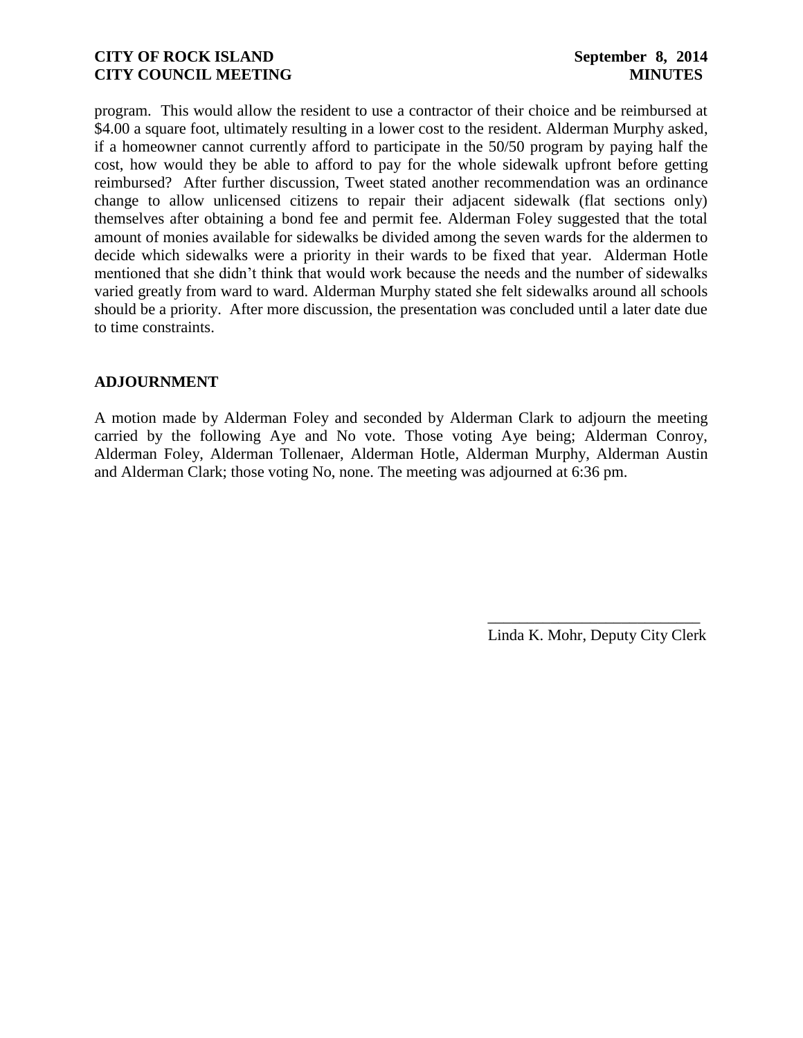program. This would allow the resident to use a contractor of their choice and be reimbursed at $4.00 a square foot, ultimately resulting in a lower cost to the resident. Alderman Murphy asked, if a homeowner cannot currently afford to participate in the 50/50 program by paying half the cost, how would they be able to afford to pay for the whole sidewalk upfront before getting reimbursed? After further discussion, Tweet stated another recommendation was an ordinance change to allow unlicensed citizens to repair their adjacent sidewalk (flat sections only) themselves after obtaining a bond fee and permit fee. Alderman Foley suggested that the total amount of monies available for sidewalks be divided among the seven wards for the aldermen to decide which sidewalks were a priority in their wards to be fixed that year. Alderman Hotle mentioned that she didn't think that would work because the needs and the number of sidewalks varied greatly from ward to ward. Alderman Murphy stated she felt sidewalks around all schools should be a priority. After more discussion, the presentation was concluded until a later date due to time constraints.

## ADJOURNMENT

A motion made by Alderman Foley and seconded by Alderman Clark to adjourn the meeting carried by the following Aye and No vote. Those voting Aye being; Alderman Conroy, Alderman Foley, Alderman Tollenaer, Alderman Hotle, Alderman Murphy, Alderman Austin and Alderman Clark; those voting No, none. The meeting was adjourned at 6:36 pm.

\_\_\_\_\_\_\_\_\_\_\_\_\_\_\_\_\_\_\_\_\_\_\_\_\_\_\_\_

Linda K. Mohr, Deputy City Clerk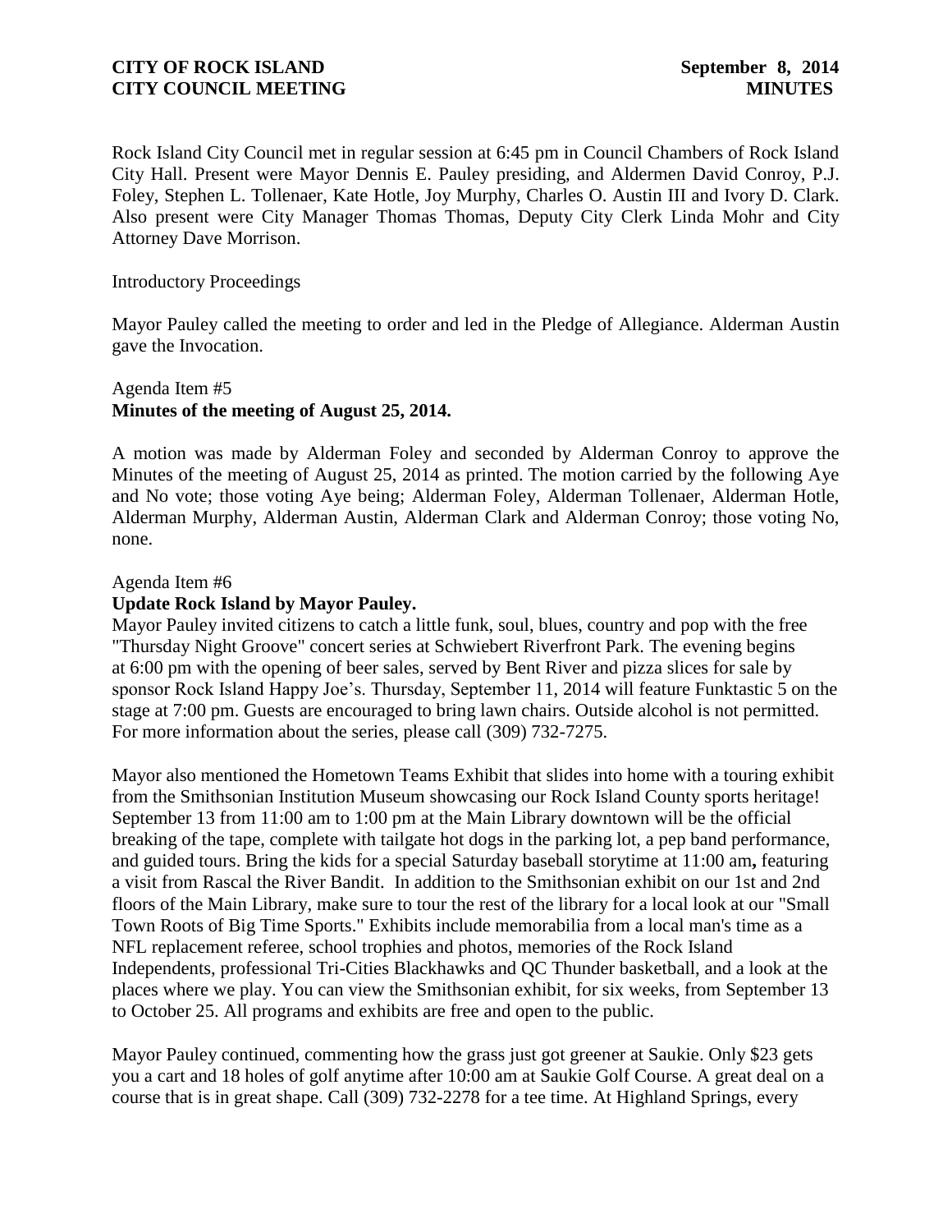Rock Island City Council met in regular session at 6:45 pm in Council Chambers of Rock Island City Hall. Present were Mayor Dennis E. Pauley presiding, and Aldermen David Conroy, P.J. Foley, Stephen L. Tollenaer, Kate Hotle, Joy Murphy, Charles O. Austin III and Ivory D. Clark. Also present were City Manager Thomas Thomas, Deputy City Clerk Linda Mohr and City Attorney Dave Morrison.

Introductory Proceedings

Mayor Pauley called the meeting to order and led in the Pledge of Allegiance. Alderman Austin gave the Invocation.

Agenda Item #5
**Minutes of the meeting of August 25, 2014.**

A motion was made by Alderman Foley and seconded by Alderman Conroy to approve the Minutes of the meeting of August 25, 2014 as printed. The motion carried by the following Aye and No vote; those voting Aye being; Alderman Foley, Alderman Tollenaer, Alderman Hotle, Alderman Murphy, Alderman Austin, Alderman Clark and Alderman Conroy; those voting No, none.

Agenda Item #6
**Update Rock Island by Mayor Pauley.**

Mayor Pauley invited citizens to catch a little funk, soul, blues, country and pop with the free "Thursday Night Groove" concert series at Schwiebert Riverfront Park. The evening begins at 6:00 pm with the opening of beer sales, served by Bent River and pizza slices for sale by sponsor Rock Island Happy Joe's. Thursday, September 11, 2014 will feature Funktastic 5 on the stage at 7:00 pm. Guests are encouraged to bring lawn chairs. Outside alcohol is not permitted. For more information about the series, please call (309) 732-7275.

Mayor also mentioned the Hometown Teams Exhibit that slides into home with a touring exhibit from the Smithsonian Institution Museum showcasing our Rock Island County sports heritage! September 13 from 11:00 am to 1:00 pm at the Main Library downtown will be the official breaking of the tape, complete with tailgate hot dogs in the parking lot, a pep band performance, and guided tours. Bring the kids for a special Saturday baseball storytime at 11:00 am**,** featuring a visit from Rascal the River Bandit. In addition to the Smithsonian exhibit on our 1st and 2nd floors of the Main Library, make sure to tour the rest of the library for a local look at our "Small Town Roots of Big Time Sports." Exhibits include memorabilia from a local man's time as a NFL replacement referee, school trophies and photos, memories of the Rock Island Independents, professional Tri-Cities Blackhawks and QC Thunder basketball, and a look at the places where we play. You can view the Smithsonian exhibit, for six weeks, from September 13 to October 25. All programs and exhibits are free and open to the public.

Mayor Pauley continued, commenting how the grass just got greener at Saukie. Only $23 gets you a cart and 18 holes of golf anytime after 10:00 am at Saukie Golf Course. A great deal on a course that is in great shape. Call (309) 732-2278 for a tee time. At Highland Springs, every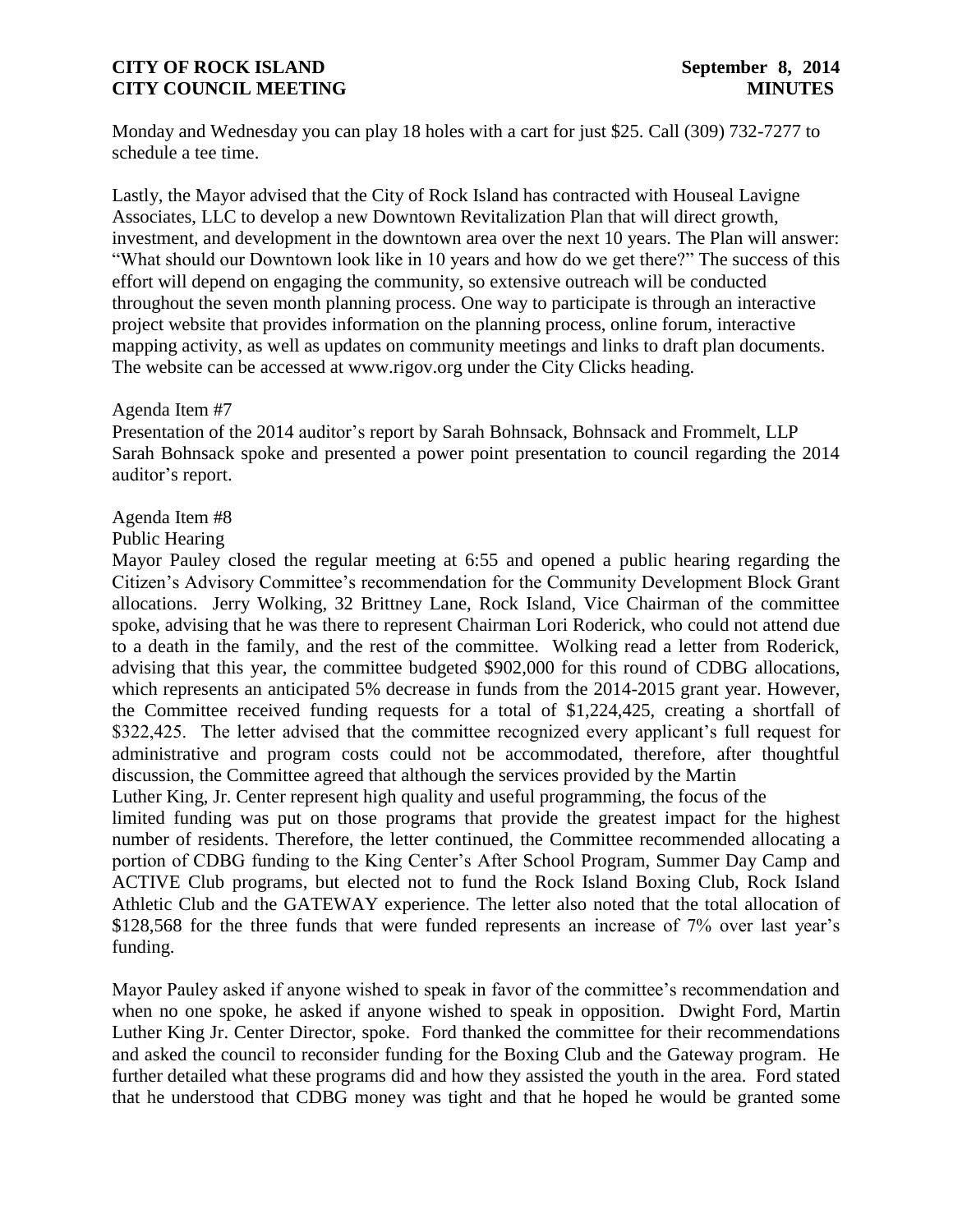Monday and Wednesday you can play 18 holes with a cart for just $25. Call (309) 732-7277 to schedule a tee time.

Lastly, the Mayor advised that the City of Rock Island has contracted with Houseal Lavigne Associates, LLC to develop a new Downtown Revitalization Plan that will direct growth, investment, and development in the downtown area over the next 10 years. The Plan will answer: "What should our Downtown look like in 10 years and how do we get there?" The success of this effort will depend on engaging the community, so extensive outreach will be conducted throughout the seven month planning process. One way to participate is through an interactive project website that provides information on the planning process, online forum, interactive mapping activity, as well as updates on community meetings and links to draft plan documents. The website can be accessed at www.rigov.org under the City Clicks heading.

Agenda Item #7
Presentation of the 2014 auditor's report by Sarah Bohnsack, Bohnsack and Frommelt, LLP
Sarah Bohnsack spoke and presented a power point presentation to council regarding the 2014 auditor's report.

Agenda Item #8
Public Hearing
Mayor Pauley closed the regular meeting at 6:55 and opened a public hearing regarding the Citizen's Advisory Committee's recommendation for the Community Development Block Grant allocations. Jerry Wolking, 32 Brittney Lane, Rock Island, Vice Chairman of the committee spoke, advising that he was there to represent Chairman Lori Roderick, who could not attend due to a death in the family, and the rest of the committee. Wolking read a letter from Roderick, advising that this year, the committee budgeted $902,000 for this round of CDBG allocations, which represents an anticipated 5% decrease in funds from the 2014-2015 grant year. However, the Committee received funding requests for a total of $1,224,425, creating a shortfall of $322,425. The letter advised that the committee recognized every applicant's full request for administrative and program costs could not be accommodated, therefore, after thoughtful discussion, the Committee agreed that although the services provided by the Martin Luther King, Jr. Center represent high quality and useful programming, the focus of the limited funding was put on those programs that provide the greatest impact for the highest number of residents. Therefore, the letter continued, the Committee recommended allocating a portion of CDBG funding to the King Center's After School Program, Summer Day Camp and ACTIVE Club programs, but elected not to fund the Rock Island Boxing Club, Rock Island Athletic Club and the GATEWAY experience. The letter also noted that the total allocation of $128,568 for the three funds that were funded represents an increase of 7% over last year's funding.

Mayor Pauley asked if anyone wished to speak in favor of the committee's recommendation and when no one spoke, he asked if anyone wished to speak in opposition. Dwight Ford, Martin Luther King Jr. Center Director, spoke. Ford thanked the committee for their recommendations and asked the council to reconsider funding for the Boxing Club and the Gateway program. He further detailed what these programs did and how they assisted the youth in the area. Ford stated that he understood that CDBG money was tight and that he hoped he would be granted some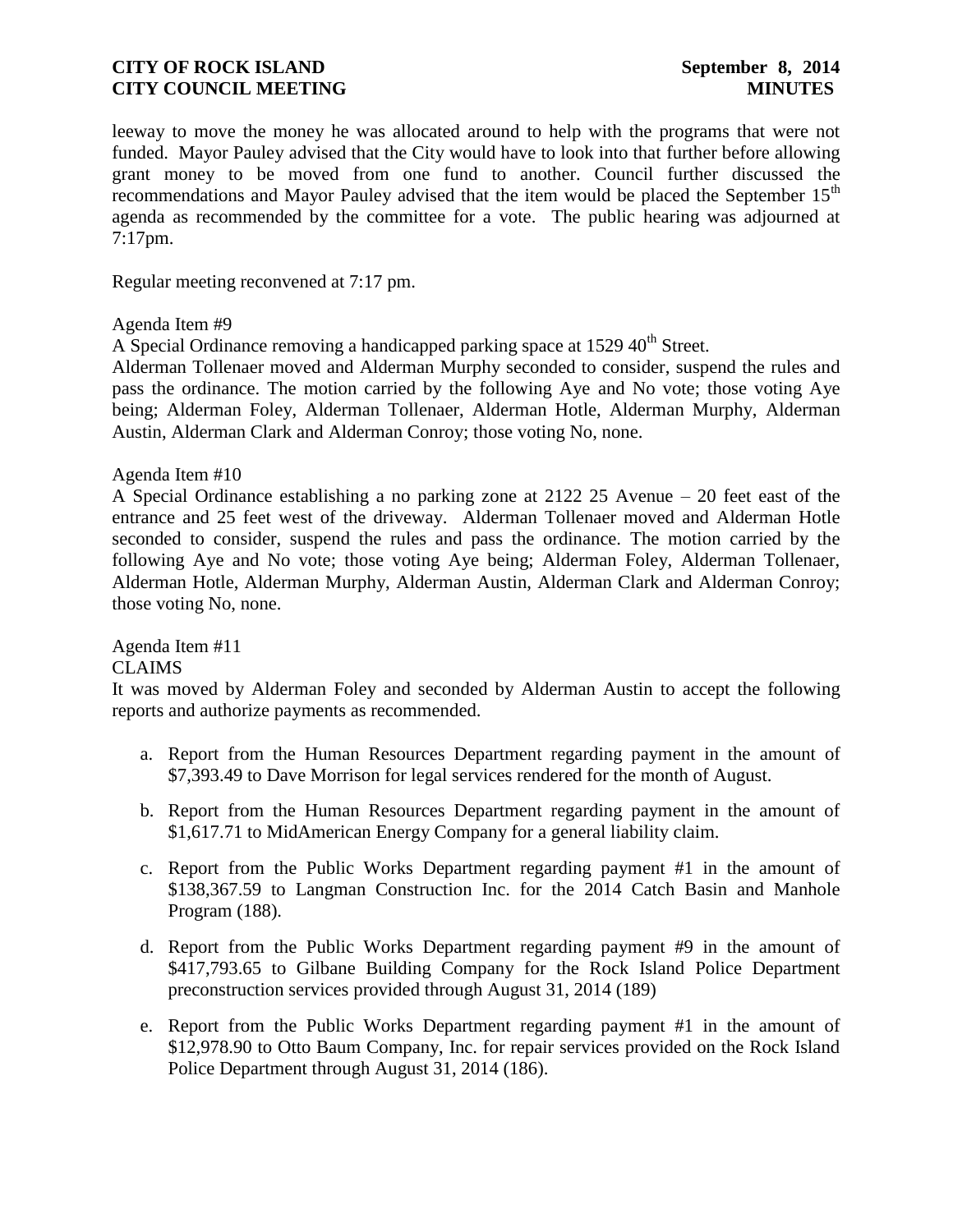leeway to move the money he was allocated around to help with the programs that were not funded. Mayor Pauley advised that the City would have to look into that further before allowing grant money to be moved from one fund to another. Council further discussed the recommendations and Mayor Pauley advised that the item would be placed the September 15th agenda as recommended by the committee for a vote. The public hearing was adjourned at 7:17pm.

Regular meeting reconvened at 7:17 pm.

Agenda Item #9

A Special Ordinance removing a handicapped parking space at 1529 40th Street.

Alderman Tollenaer moved and Alderman Murphy seconded to consider, suspend the rules and pass the ordinance. The motion carried by the following Aye and No vote; those voting Aye being; Alderman Foley, Alderman Tollenaer, Alderman Hotle, Alderman Murphy, Alderman Austin, Alderman Clark and Alderman Conroy; those voting No, none.

Agenda Item #10

A Special Ordinance establishing a no parking zone at 2122 25 Avenue – 20 feet east of the entrance and 25 feet west of the driveway. Alderman Tollenaer moved and Alderman Hotle seconded to consider, suspend the rules and pass the ordinance. The motion carried by the following Aye and No vote; those voting Aye being; Alderman Foley, Alderman Tollenaer, Alderman Hotle, Alderman Murphy, Alderman Austin, Alderman Clark and Alderman Conroy; those voting No, none.

Agenda Item #11

CLAIMS

It was moved by Alderman Foley and seconded by Alderman Austin to accept the following reports and authorize payments as recommended.

a. Report from the Human Resources Department regarding payment in the amount of $7,393.49 to Dave Morrison for legal services rendered for the month of August.

b. Report from the Human Resources Department regarding payment in the amount of $1,617.71 to MidAmerican Energy Company for a general liability claim.

c. Report from the Public Works Department regarding payment #1 in the amount of $138,367.59 to Langman Construction Inc. for the 2014 Catch Basin and Manhole Program (188).

d. Report from the Public Works Department regarding payment #9 in the amount of $417,793.65 to Gilbane Building Company for the Rock Island Police Department preconstruction services provided through August 31, 2014 (189)

e. Report from the Public Works Department regarding payment #1 in the amount of $12,978.90 to Otto Baum Company, Inc. for repair services provided on the Rock Island Police Department through August 31, 2014 (186).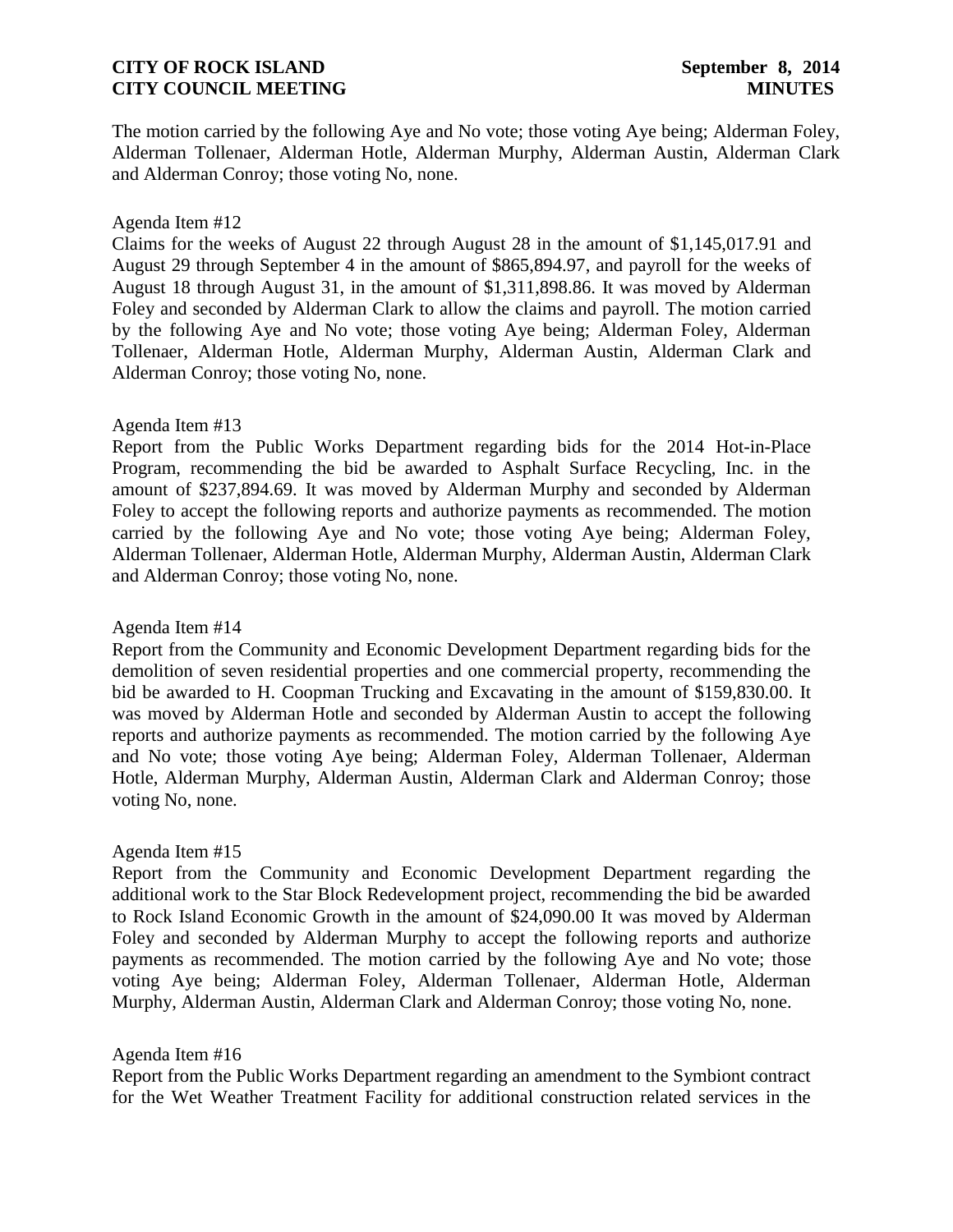The motion carried by the following Aye and No vote; those voting Aye being; Alderman Foley, Alderman Tollenaer, Alderman Hotle, Alderman Murphy, Alderman Austin, Alderman Clark and Alderman Conroy; those voting No, none.

Agenda Item #12
Claims for the weeks of August 22 through August 28 in the amount of $1,145,017.91 and August 29 through September 4 in the amount of $865,894.97, and payroll for the weeks of August 18 through August 31, in the amount of $1,311,898.86. It was moved by Alderman Foley and seconded by Alderman Clark to allow the claims and payroll. The motion carried by the following Aye and No vote; those voting Aye being; Alderman Foley, Alderman Tollenaer, Alderman Hotle, Alderman Murphy, Alderman Austin, Alderman Clark and Alderman Conroy; those voting No, none.

Agenda Item #13
Report from the Public Works Department regarding bids for the 2014 Hot-in-Place Program, recommending the bid be awarded to Asphalt Surface Recycling, Inc. in the amount of $237,894.69. It was moved by Alderman Murphy and seconded by Alderman Foley to accept the following reports and authorize payments as recommended. The motion carried by the following Aye and No vote; those voting Aye being; Alderman Foley, Alderman Tollenaer, Alderman Hotle, Alderman Murphy, Alderman Austin, Alderman Clark and Alderman Conroy; those voting No, none.

Agenda Item #14
Report from the Community and Economic Development Department regarding bids for the demolition of seven residential properties and one commercial property, recommending the bid be awarded to H. Coopman Trucking and Excavating in the amount of $159,830.00. It was moved by Alderman Hotle and seconded by Alderman Austin to accept the following reports and authorize payments as recommended. The motion carried by the following Aye and No vote; those voting Aye being; Alderman Foley, Alderman Tollenaer, Alderman Hotle, Alderman Murphy, Alderman Austin, Alderman Clark and Alderman Conroy; those voting No, none.

Agenda Item #15
Report from the Community and Economic Development Department regarding the additional work to the Star Block Redevelopment project, recommending the bid be awarded to Rock Island Economic Growth in the amount of $24,090.00 It was moved by Alderman Foley and seconded by Alderman Murphy to accept the following reports and authorize payments as recommended. The motion carried by the following Aye and No vote; those voting Aye being; Alderman Foley, Alderman Tollenaer, Alderman Hotle, Alderman Murphy, Alderman Austin, Alderman Clark and Alderman Conroy; those voting No, none.

Agenda Item #16
Report from the Public Works Department regarding an amendment to the Symbiont contract for the Wet Weather Treatment Facility for additional construction related services in the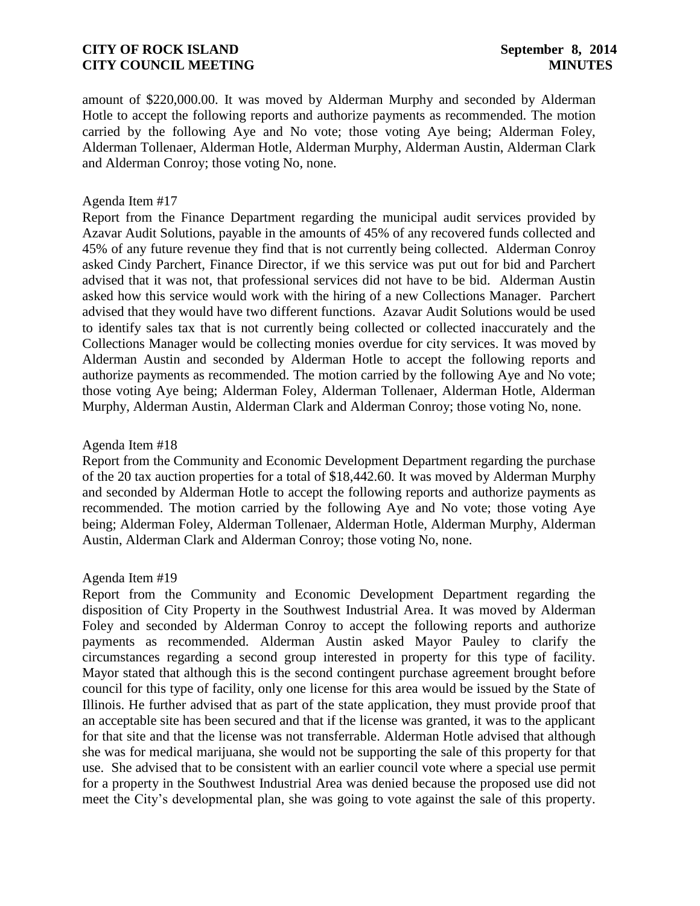amount of $220,000.00. It was moved by Alderman Murphy and seconded by Alderman Hotle to accept the following reports and authorize payments as recommended. The motion carried by the following Aye and No vote; those voting Aye being; Alderman Foley, Alderman Tollenaer, Alderman Hotle, Alderman Murphy, Alderman Austin, Alderman Clark and Alderman Conroy; those voting No, none.

Agenda Item #17

Report from the Finance Department regarding the municipal audit services provided by Azavar Audit Solutions, payable in the amounts of 45% of any recovered funds collected and 45% of any future revenue they find that is not currently being collected. Alderman Conroy asked Cindy Parchert, Finance Director, if we this service was put out for bid and Parchert advised that it was not, that professional services did not have to be bid. Alderman Austin asked how this service would work with the hiring of a new Collections Manager. Parchert advised that they would have two different functions. Azavar Audit Solutions would be used to identify sales tax that is not currently being collected or collected inaccurately and the Collections Manager would be collecting monies overdue for city services. It was moved by Alderman Austin and seconded by Alderman Hotle to accept the following reports and authorize payments as recommended. The motion carried by the following Aye and No vote; those voting Aye being; Alderman Foley, Alderman Tollenaer, Alderman Hotle, Alderman Murphy, Alderman Austin, Alderman Clark and Alderman Conroy; those voting No, none.

Agenda Item #18

Report from the Community and Economic Development Department regarding the purchase of the 20 tax auction properties for a total of $18,442.60. It was moved by Alderman Murphy and seconded by Alderman Hotle to accept the following reports and authorize payments as recommended. The motion carried by the following Aye and No vote; those voting Aye being; Alderman Foley, Alderman Tollenaer, Alderman Hotle, Alderman Murphy, Alderman Austin, Alderman Clark and Alderman Conroy; those voting No, none.

Agenda Item #19

Report from the Community and Economic Development Department regarding the disposition of City Property in the Southwest Industrial Area. It was moved by Alderman Foley and seconded by Alderman Conroy to accept the following reports and authorize payments as recommended. Alderman Austin asked Mayor Pauley to clarify the circumstances regarding a second group interested in property for this type of facility. Mayor stated that although this is the second contingent purchase agreement brought before council for this type of facility, only one license for this area would be issued by the State of Illinois. He further advised that as part of the state application, they must provide proof that an acceptable site has been secured and that if the license was granted, it was to the applicant for that site and that the license was not transferrable. Alderman Hotle advised that although she was for medical marijuana, she would not be supporting the sale of this property for that use. She advised that to be consistent with an earlier council vote where a special use permit for a property in the Southwest Industrial Area was denied because the proposed use did not meet the City's developmental plan, she was going to vote against the sale of this property.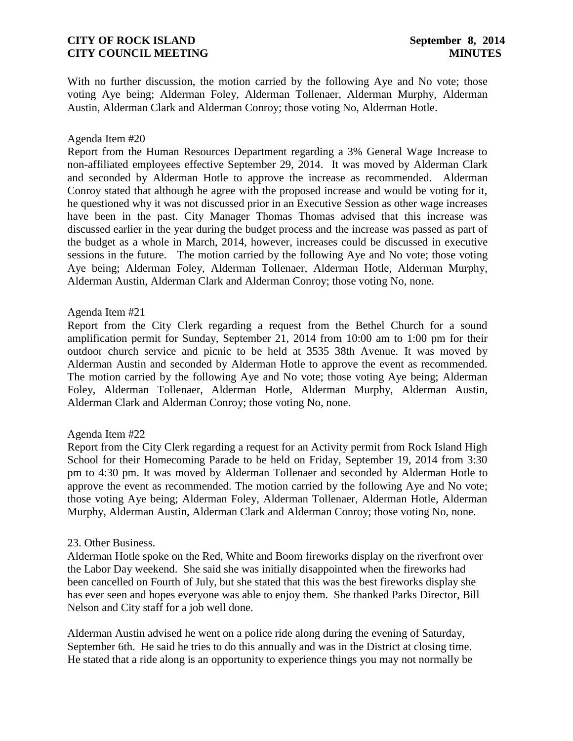With no further discussion, the motion carried by the following Aye and No vote; those voting Aye being; Alderman Foley, Alderman Tollenaer, Alderman Murphy, Alderman Austin, Alderman Clark and Alderman Conroy; those voting No, Alderman Hotle.

Agenda Item #20

Report from the Human Resources Department regarding a 3% General Wage Increase to non-affiliated employees effective September 29, 2014. It was moved by Alderman Clark and seconded by Alderman Hotle to approve the increase as recommended. Alderman Conroy stated that although he agree with the proposed increase and would be voting for it, he questioned why it was not discussed prior in an Executive Session as other wage increases have been in the past. City Manager Thomas Thomas advised that this increase was discussed earlier in the year during the budget process and the increase was passed as part of the budget as a whole in March, 2014, however, increases could be discussed in executive sessions in the future. The motion carried by the following Aye and No vote; those voting Aye being; Alderman Foley, Alderman Tollenaer, Alderman Hotle, Alderman Murphy, Alderman Austin, Alderman Clark and Alderman Conroy; those voting No, none.

Agenda Item #21

Report from the City Clerk regarding a request from the Bethel Church for a sound amplification permit for Sunday, September 21, 2014 from 10:00 am to 1:00 pm for their outdoor church service and picnic to be held at 3535 38th Avenue. It was moved by Alderman Austin and seconded by Alderman Hotle to approve the event as recommended. The motion carried by the following Aye and No vote; those voting Aye being; Alderman Foley, Alderman Tollenaer, Alderman Hotle, Alderman Murphy, Alderman Austin, Alderman Clark and Alderman Conroy; those voting No, none.

Agenda Item #22

Report from the City Clerk regarding a request for an Activity permit from Rock Island High School for their Homecoming Parade to be held on Friday, September 19, 2014 from 3:30 pm to 4:30 pm. It was moved by Alderman Tollenaer and seconded by Alderman Hotle to approve the event as recommended. The motion carried by the following Aye and No vote; those voting Aye being; Alderman Foley, Alderman Tollenaer, Alderman Hotle, Alderman Murphy, Alderman Austin, Alderman Clark and Alderman Conroy; those voting No, none.

23. Other Business.

Alderman Hotle spoke on the Red, White and Boom fireworks display on the riverfront over the Labor Day weekend. She said she was initially disappointed when the fireworks had been cancelled on Fourth of July, but she stated that this was the best fireworks display she has ever seen and hopes everyone was able to enjoy them. She thanked Parks Director, Bill Nelson and City staff for a job well done.

Alderman Austin advised he went on a police ride along during the evening of Saturday, September 6th. He said he tries to do this annually and was in the District at closing time. He stated that a ride along is an opportunity to experience things you may not normally be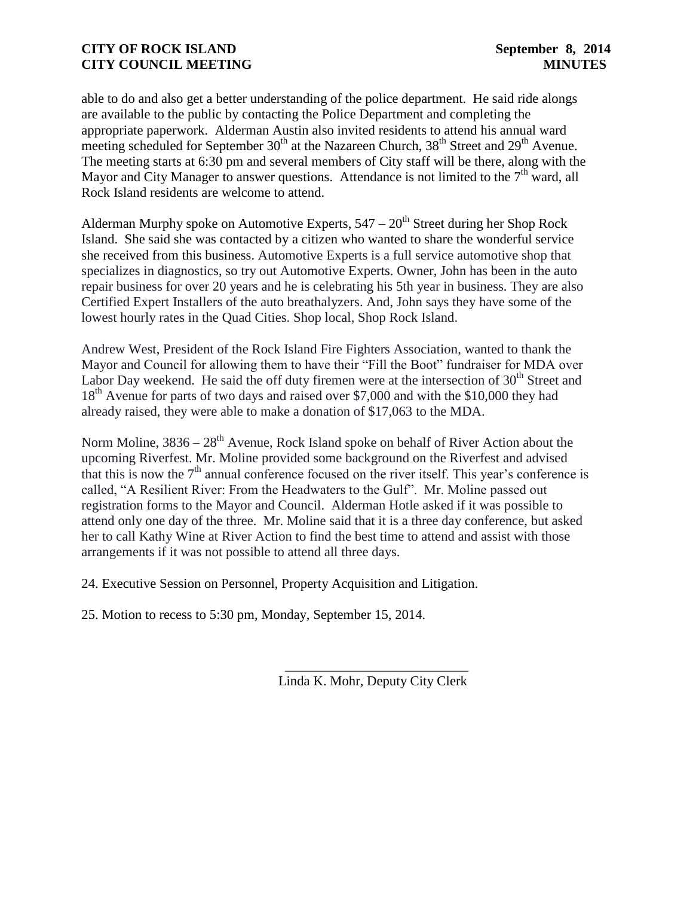able to do and also get a better understanding of the police department. He said ride alongs are available to the public by contacting the Police Department and completing the appropriate paperwork. Alderman Austin also invited residents to attend his annual ward meeting scheduled for September 30th at the Nazareen Church, 38th Street and 29th Avenue. The meeting starts at 6:30 pm and several members of City staff will be there, along with the Mayor and City Manager to answer questions. Attendance is not limited to the 7th ward, all Rock Island residents are welcome to attend.

Alderman Murphy spoke on Automotive Experts, 547 – 20th Street during her Shop Rock Island. She said she was contacted by a citizen who wanted to share the wonderful service she received from this business. Automotive Experts is a full service automotive shop that specializes in diagnostics, so try out Automotive Experts. Owner, John has been in the auto repair business for over 20 years and he is celebrating his 5th year in business. They are also Certified Expert Installers of the auto breathalyzers. And, John says they have some of the lowest hourly rates in the Quad Cities. Shop local, Shop Rock Island.

Andrew West, President of the Rock Island Fire Fighters Association, wanted to thank the Mayor and Council for allowing them to have their "Fill the Boot" fundraiser for MDA over Labor Day weekend. He said the off duty firemen were at the intersection of 30th Street and 18th Avenue for parts of two days and raised over $7,000 and with the $10,000 they had already raised, they were able to make a donation of $17,063 to the MDA.

Norm Moline, 3836 – 28th Avenue, Rock Island spoke on behalf of River Action about the upcoming Riverfest. Mr. Moline provided some background on the Riverfest and advised that this is now the 7th annual conference focused on the river itself. This year's conference is called, "A Resilient River: From the Headwaters to the Gulf". Mr. Moline passed out registration forms to the Mayor and Council. Alderman Hotle asked if it was possible to attend only one day of the three. Mr. Moline said that it is a three day conference, but asked her to call Kathy Wine at River Action to find the best time to attend and assist with those arrangements if it was not possible to attend all three days.

24. Executive Session on Personnel, Property Acquisition and Litigation.

25. Motion to recess to 5:30 pm, Monday, September 15, 2014.

\_\_\_\_\_\_\_\_\_\_\_\_\_\_\_\_\_\_\_\_\_\_\_\_\_\_\_

Linda K. Mohr, Deputy City Clerk